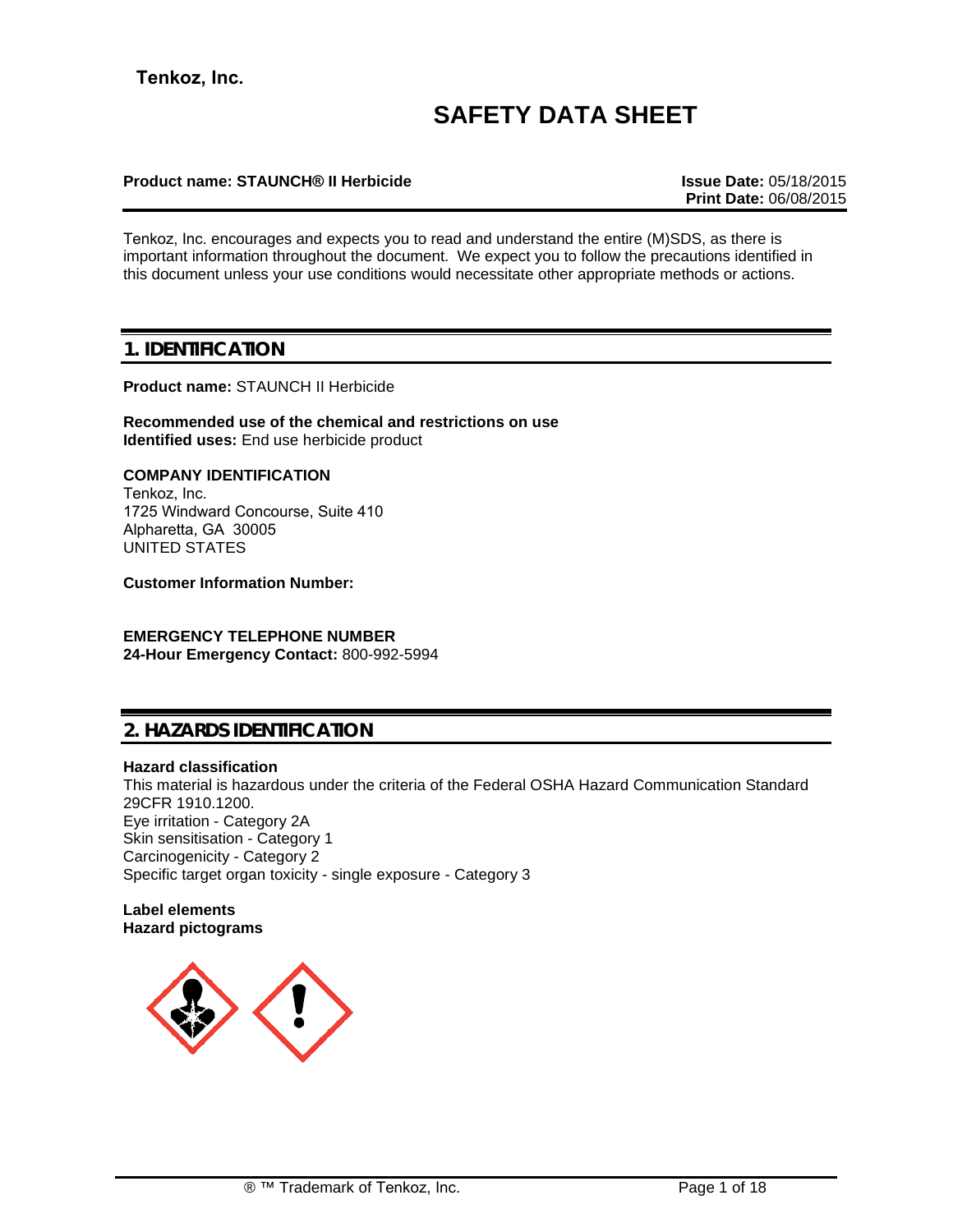**Tenkoz, Inc.**

# SAFETY DATA SHEET

**Product name: STAUNCH® II Herbicide**

**Issue Date:** 05/18/2015
**Print Date:** 06/08/2015

Tenkoz, Inc. encourages and expects you to read and understand the entire (M)SDS, as there is important information throughout the document. We expect you to follow the precautions identified in this document unless your use conditions would necessitate other appropriate methods or actions.

## 1. IDENTIFICATION

**Product name:** STAUNCH II Herbicide

**Recommended use of the chemical and restrictions on use**
**Identified uses:** End use herbicide product

**COMPANY IDENTIFICATION**
Tenkoz, Inc.
1725 Windward Concourse, Suite 410
Alpharetta, GA 30005
UNITED STATES

**Customer Information Number:**

**EMERGENCY TELEPHONE NUMBER**
**24-Hour Emergency Contact:** 800-992-5994

## 2. HAZARDS IDENTIFICATION

**Hazard classification**
This material is hazardous under the criteria of the Federal OSHA Hazard Communication Standard 29CFR 1910.1200.
Eye irritation - Category 2A
Skin sensitisation - Category 1
Carcinogenicity - Category 2
Specific target organ toxicity - single exposure - Category 3

**Label elements**
**Hazard pictograms**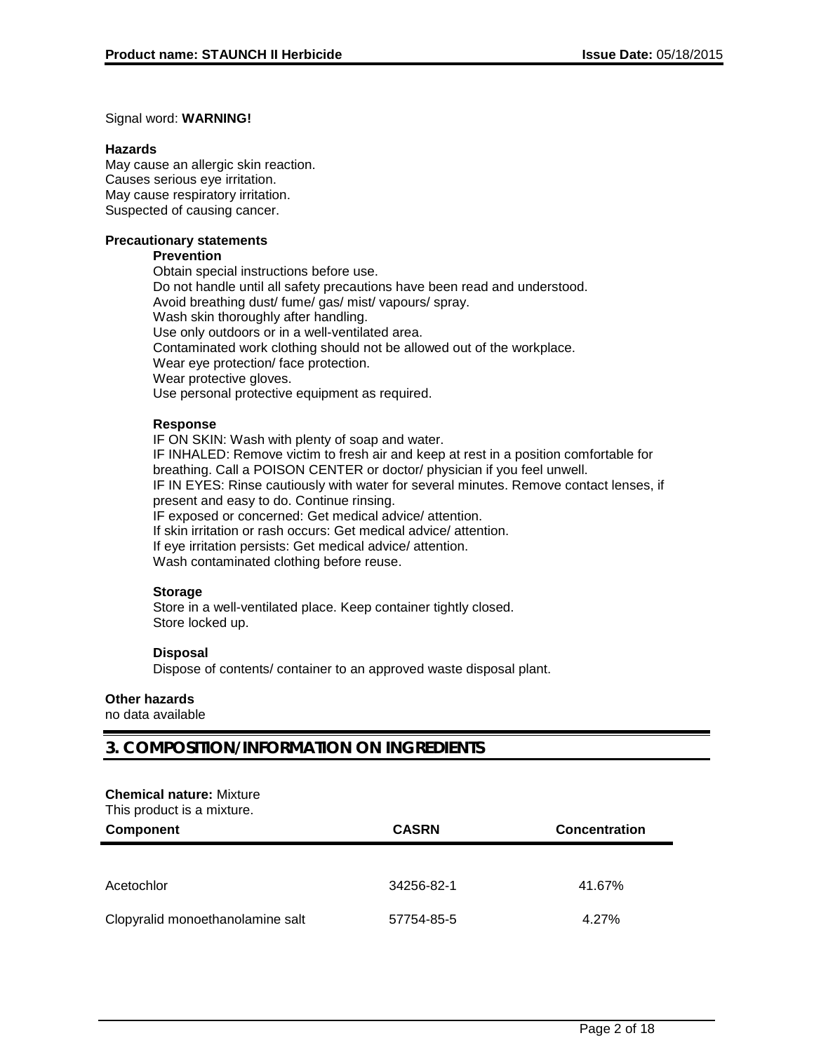Signal word: **WARNING!**

**Hazards**

May cause an allergic skin reaction.
Causes serious eye irritation.
May cause respiratory irritation.
Suspected of causing cancer.

**Precautionary statements**

**Prevention**

Obtain special instructions before use.
Do not handle until all safety precautions have been read and understood.
Avoid breathing dust/ fume/ gas/ mist/ vapours/ spray.
Wash skin thoroughly after handling.
Use only outdoors or in a well-ventilated area.
Contaminated work clothing should not be allowed out of the workplace.
Wear eye protection/ face protection.
Wear protective gloves.
Use personal protective equipment as required.

**Response**

IF ON SKIN: Wash with plenty of soap and water.
IF INHALED: Remove victim to fresh air and keep at rest in a position comfortable for breathing. Call a POISON CENTER or doctor/ physician if you feel unwell.
IF IN EYES: Rinse cautiously with water for several minutes. Remove contact lenses, if present and easy to do. Continue rinsing.
IF exposed or concerned: Get medical advice/ attention.
If skin irritation or rash occurs: Get medical advice/ attention.
If eye irritation persists: Get medical advice/ attention.
Wash contaminated clothing before reuse.

**Storage**

Store in a well-ventilated place. Keep container tightly closed.
Store locked up.

**Disposal**

Dispose of contents/ container to an approved waste disposal plant.

**Other hazards**

no data available

## 3. COMPOSITION/INFORMATION ON INGREDIENTS

**Chemical nature:** Mixture
This product is a mixture.

| Component | CASRN | Concentration |
|---|---|---|
| Acetochlor | 34256-82-1 | 41.67% |
| Clopyralid monoethanolamine salt | 57754-85-5 | 4.27% |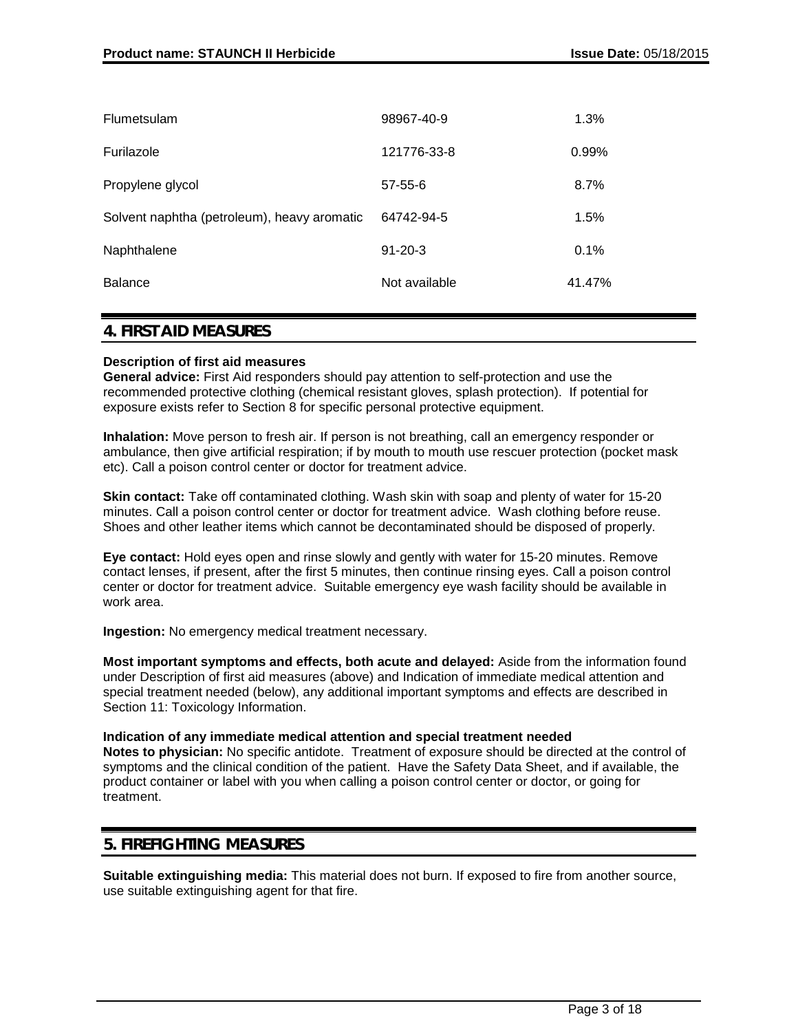| | | |
|---|---|---|
| Flumetsulam | 98967-40-9 | 1.3% |
| Furilazole | 121776-33-8 | 0.99% |
| Propylene glycol | 57-55-6 | 8.7% |
| Solvent naphtha (petroleum), heavy aromatic | 64742-94-5 | 1.5% |
| Naphthalene | 91-20-3 | 0.1% |
| Balance | Not available | 41.47% |

## 4. FIRST AID MEASURES

**Description of first aid measures**

**General advice:** First Aid responders should pay attention to self-protection and use the recommended protective clothing (chemical resistant gloves, splash protection). If potential for exposure exists refer to Section 8 for specific personal protective equipment.

**Inhalation:** Move person to fresh air. If person is not breathing, call an emergency responder or ambulance, then give artificial respiration; if by mouth to mouth use rescuer protection (pocket mask etc). Call a poison control center or doctor for treatment advice.

**Skin contact:** Take off contaminated clothing. Wash skin with soap and plenty of water for 15-20 minutes. Call a poison control center or doctor for treatment advice. Wash clothing before reuse. Shoes and other leather items which cannot be decontaminated should be disposed of properly.

**Eye contact:** Hold eyes open and rinse slowly and gently with water for 15-20 minutes. Remove contact lenses, if present, after the first 5 minutes, then continue rinsing eyes. Call a poison control center or doctor for treatment advice. Suitable emergency eye wash facility should be available in work area.

**Ingestion:** No emergency medical treatment necessary.

**Most important symptoms and effects, both acute and delayed:** Aside from the information found under Description of first aid measures (above) and Indication of immediate medical attention and special treatment needed (below), any additional important symptoms and effects are described in Section 11: Toxicology Information.

**Indication of any immediate medical attention and special treatment needed**

**Notes to physician:** No specific antidote. Treatment of exposure should be directed at the control of symptoms and the clinical condition of the patient. Have the Safety Data Sheet, and if available, the product container or label with you when calling a poison control center or doctor, or going for treatment.

## 5. FIREFIGHTING MEASURES

**Suitable extinguishing media:** This material does not burn. If exposed to fire from another source, use suitable extinguishing agent for that fire.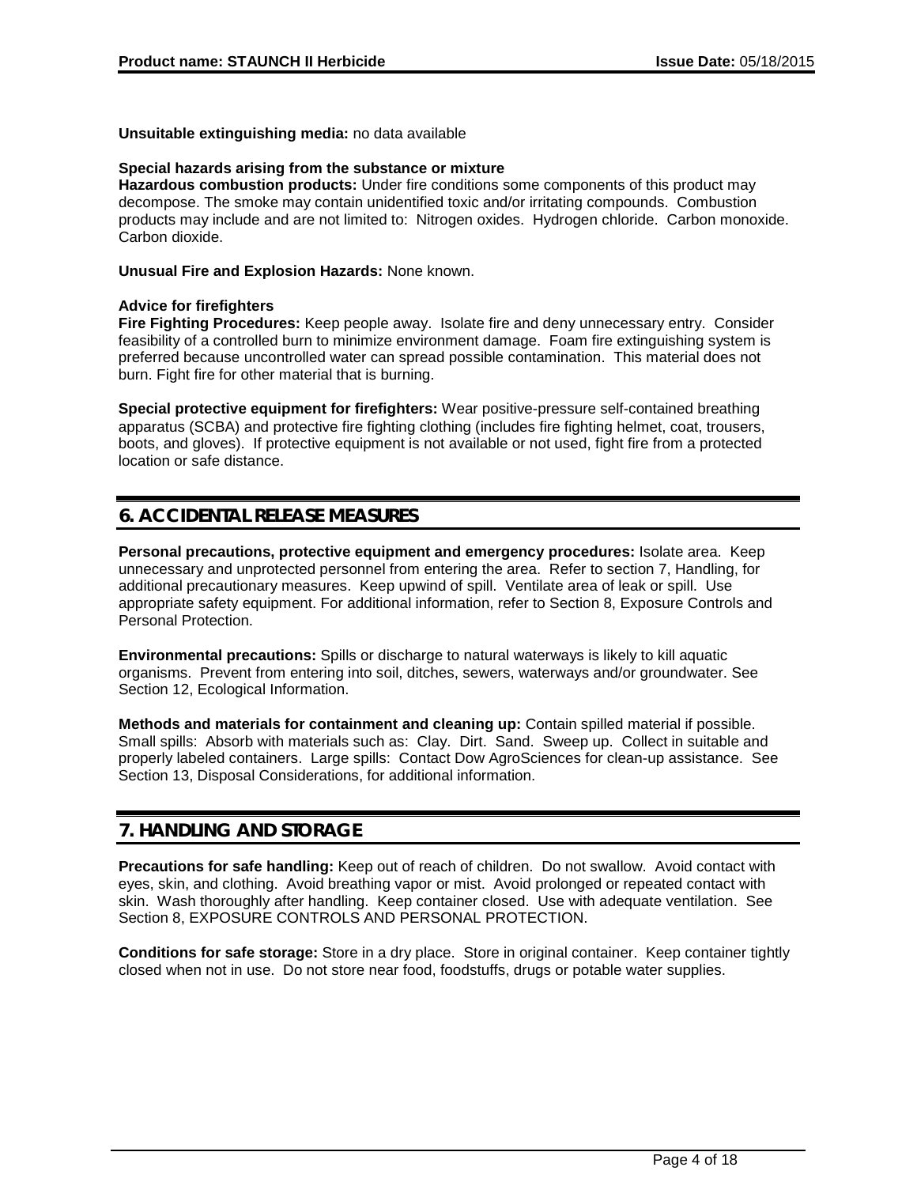**Unsuitable extinguishing media:** no data available

**Special hazards arising from the substance or mixture**

**Hazardous combustion products:** Under fire conditions some components of this product may decompose. The smoke may contain unidentified toxic and/or irritating compounds. Combustion products may include and are not limited to: Nitrogen oxides. Hydrogen chloride. Carbon monoxide. Carbon dioxide.

**Unusual Fire and Explosion Hazards:** None known.

**Advice for firefighters**

**Fire Fighting Procedures:** Keep people away. Isolate fire and deny unnecessary entry. Consider feasibility of a controlled burn to minimize environment damage. Foam fire extinguishing system is preferred because uncontrolled water can spread possible contamination. This material does not burn. Fight fire for other material that is burning.

**Special protective equipment for firefighters:** Wear positive-pressure self-contained breathing apparatus (SCBA) and protective fire fighting clothing (includes fire fighting helmet, coat, trousers, boots, and gloves). If protective equipment is not available or not used, fight fire from a protected location or safe distance.

## 6. ACCIDENTAL RELEASE MEASURES

**Personal precautions, protective equipment and emergency procedures:** Isolate area. Keep unnecessary and unprotected personnel from entering the area. Refer to section 7, Handling, for additional precautionary measures. Keep upwind of spill. Ventilate area of leak or spill. Use appropriate safety equipment. For additional information, refer to Section 8, Exposure Controls and Personal Protection.

**Environmental precautions:** Spills or discharge to natural waterways is likely to kill aquatic organisms. Prevent from entering into soil, ditches, sewers, waterways and/or groundwater. See Section 12, Ecological Information.

**Methods and materials for containment and cleaning up:** Contain spilled material if possible. Small spills: Absorb with materials such as: Clay. Dirt. Sand. Sweep up. Collect in suitable and properly labeled containers. Large spills: Contact Dow AgroSciences for clean-up assistance. See Section 13, Disposal Considerations, for additional information.

## 7. HANDLING AND STORAGE

**Precautions for safe handling:** Keep out of reach of children. Do not swallow. Avoid contact with eyes, skin, and clothing. Avoid breathing vapor or mist. Avoid prolonged or repeated contact with skin. Wash thoroughly after handling. Keep container closed. Use with adequate ventilation. See Section 8, EXPOSURE CONTROLS AND PERSONAL PROTECTION.

**Conditions for safe storage:** Store in a dry place. Store in original container. Keep container tightly closed when not in use. Do not store near food, foodstuffs, drugs or potable water supplies.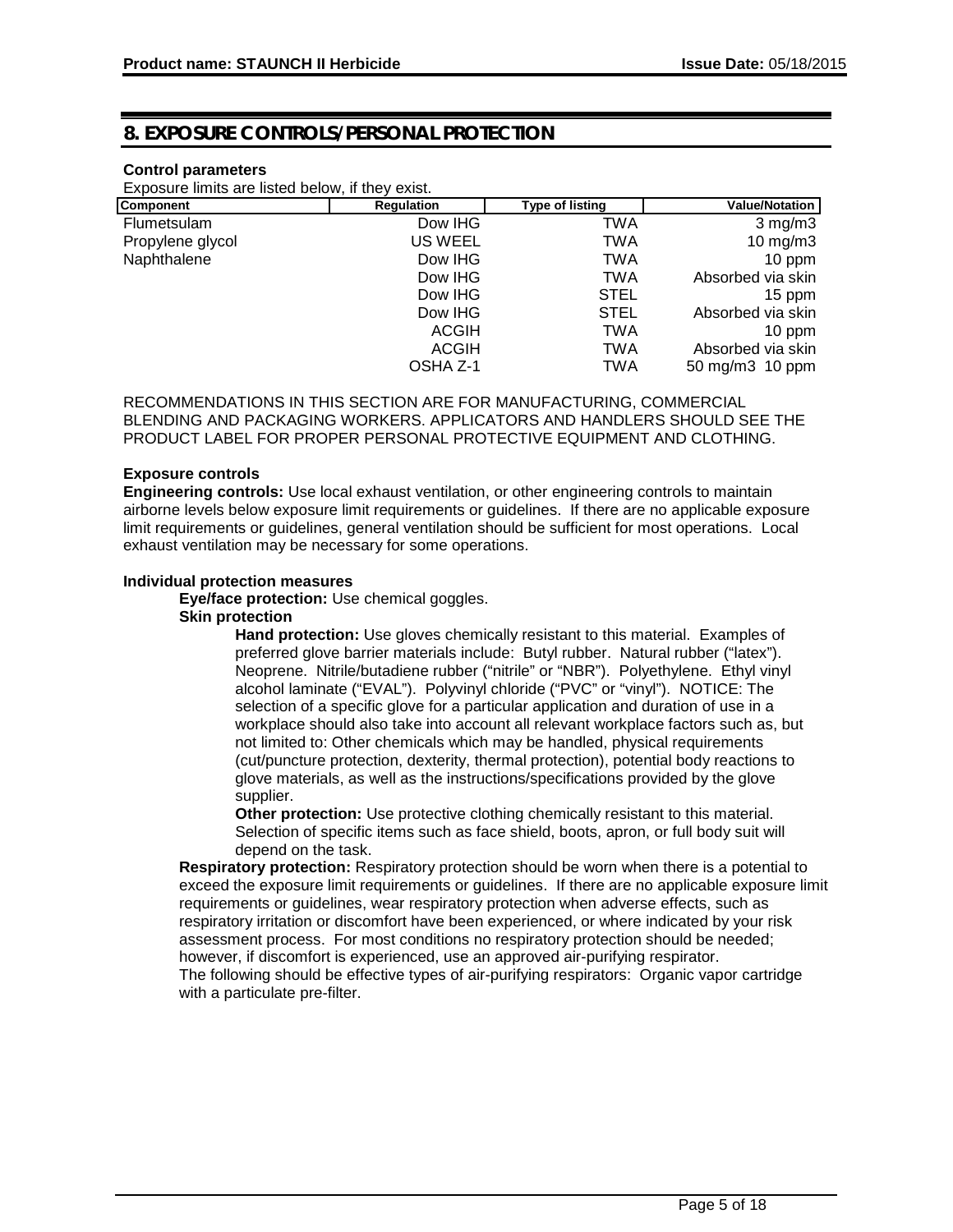## 8. EXPOSURE CONTROLS/PERSONAL PROTECTION

**Control parameters**

Exposure limits are listed below, if they exist.

| Component | Regulation | Type of listing | Value/Notation |
|---|---|---|---|
| Flumetsulam | Dow IHG | TWA | 3 mg/m3 |
| Propylene glycol | US WEEL | TWA | 10 mg/m3 |
| Naphthalene | Dow IHG | TWA | 10 ppm |
| | Dow IHG | TWA | Absorbed via skin |
| | Dow IHG | STEL | 15 ppm |
| | Dow IHG | STEL | Absorbed via skin |
| | ACGIH | TWA | 10 ppm |
| | ACGIH | TWA | Absorbed via skin |
| | OSHA Z-1 | TWA | 50 mg/m3 10 ppm |

RECOMMENDATIONS IN THIS SECTION ARE FOR MANUFACTURING, COMMERCIAL BLENDING AND PACKAGING WORKERS. APPLICATORS AND HANDLERS SHOULD SEE THE PRODUCT LABEL FOR PROPER PERSONAL PROTECTIVE EQUIPMENT AND CLOTHING.

**Exposure controls**

**Engineering controls:** Use local exhaust ventilation, or other engineering controls to maintain airborne levels below exposure limit requirements or guidelines. If there are no applicable exposure limit requirements or guidelines, general ventilation should be sufficient for most operations. Local exhaust ventilation may be necessary for some operations.

**Individual protection measures**

**Eye/face protection:** Use chemical goggles.

**Skin protection**

**Hand protection:** Use gloves chemically resistant to this material. Examples of preferred glove barrier materials include: Butyl rubber. Natural rubber ("latex"). Neoprene. Nitrile/butadiene rubber ("nitrile" or "NBR"). Polyethylene. Ethyl vinyl alcohol laminate ("EVAL"). Polyvinyl chloride ("PVC" or "vinyl"). NOTICE: The selection of a specific glove for a particular application and duration of use in a workplace should also take into account all relevant workplace factors such as, but not limited to: Other chemicals which may be handled, physical requirements (cut/puncture protection, dexterity, thermal protection), potential body reactions to glove materials, as well as the instructions/specifications provided by the glove supplier.

**Other protection:** Use protective clothing chemically resistant to this material. Selection of specific items such as face shield, boots, apron, or full body suit will depend on the task.

**Respiratory protection:** Respiratory protection should be worn when there is a potential to exceed the exposure limit requirements or guidelines. If there are no applicable exposure limit requirements or guidelines, wear respiratory protection when adverse effects, such as respiratory irritation or discomfort have been experienced, or where indicated by your risk assessment process. For most conditions no respiratory protection should be needed; however, if discomfort is experienced, use an approved air-purifying respirator.
The following should be effective types of air-purifying respirators: Organic vapor cartridge with a particulate pre-filter.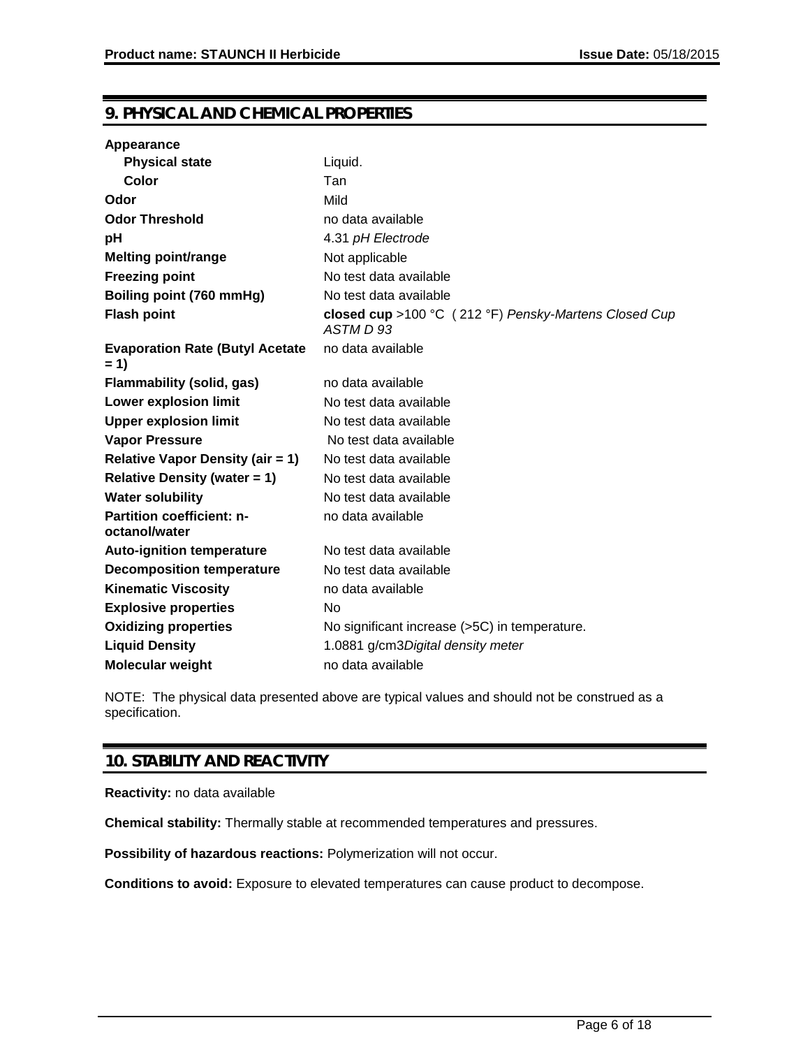## 9. PHYSICAL AND CHEMICAL PROPERTIES

| | |
|---|---|
| **Appearance** | |
| **Physical state** | Liquid. |
| **Color** | Tan |
| **Odor** | Mild |
| **Odor Threshold** | no data available |
| **pH** | 4.31 *pH Electrode* |
| **Melting point/range** | Not applicable |
| **Freezing point** | No test data available |
| **Boiling point (760 mmHg)** | No test data available |
| **Flash point** | **closed cup** >100 °C ( 212 °F) *Pensky-Martens Closed Cup ASTM D 93* |
| **Evaporation Rate (Butyl Acetate = 1)** | no data available |
| **Flammability (solid, gas)** | no data available |
| **Lower explosion limit** | No test data available |
| **Upper explosion limit** | No test data available |
| **Vapor Pressure** | No test data available |
| **Relative Vapor Density (air = 1)** | No test data available |
| **Relative Density (water = 1)** | No test data available |
| **Water solubility** | No test data available |
| **Partition coefficient: n-octanol/water** | no data available |
| **Auto-ignition temperature** | No test data available |
| **Decomposition temperature** | No test data available |
| **Kinematic Viscosity** | no data available |
| **Explosive properties** | No |
| **Oxidizing properties** | No significant increase (>5C) in temperature. |
| **Liquid Density** | 1.0881 g/cm3*Digital density meter* |
| **Molecular weight** | no data available |

NOTE: The physical data presented above are typical values and should not be construed as a specification.

## 10. STABILITY AND REACTIVITY

**Reactivity:** no data available

**Chemical stability:** Thermally stable at recommended temperatures and pressures.

**Possibility of hazardous reactions:** Polymerization will not occur.

**Conditions to avoid:** Exposure to elevated temperatures can cause product to decompose.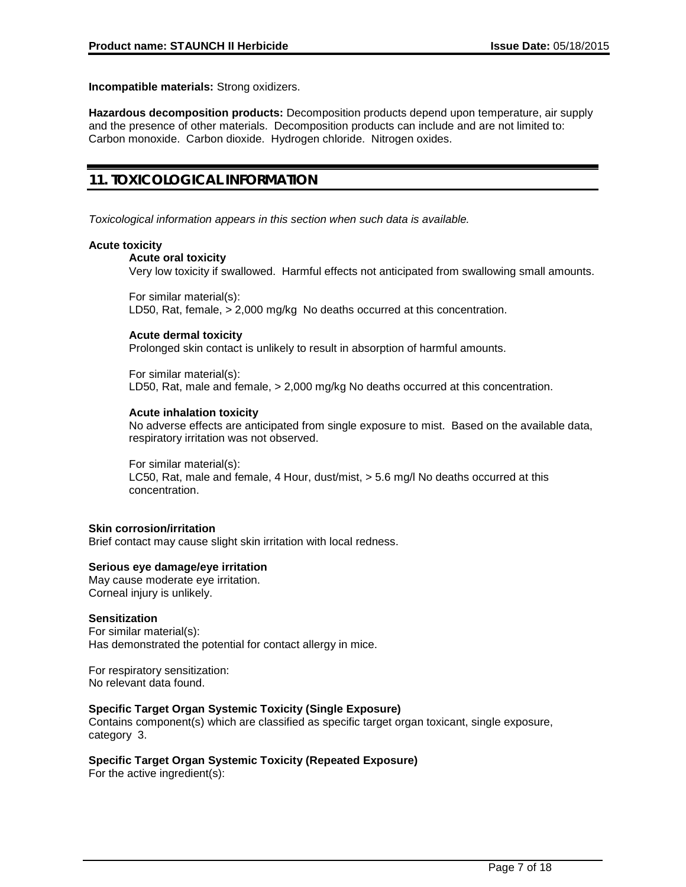**Incompatible materials:** Strong oxidizers.

**Hazardous decomposition products:** Decomposition products depend upon temperature, air supply and the presence of other materials. Decomposition products can include and are not limited to: Carbon monoxide. Carbon dioxide. Hydrogen chloride. Nitrogen oxides.

## 11. TOXICOLOGICAL INFORMATION

*Toxicological information appears in this section when such data is available.*

**Acute toxicity**

**Acute oral toxicity**

Very low toxicity if swallowed. Harmful effects not anticipated from swallowing small amounts.

For similar material(s):
LD50, Rat, female, > 2,000 mg/kg No deaths occurred at this concentration.

**Acute dermal toxicity**

Prolonged skin contact is unlikely to result in absorption of harmful amounts.

For similar material(s):
LD50, Rat, male and female, > 2,000 mg/kg No deaths occurred at this concentration.

**Acute inhalation toxicity**

No adverse effects are anticipated from single exposure to mist. Based on the available data, respiratory irritation was not observed.

For similar material(s):
LC50, Rat, male and female, 4 Hour, dust/mist, > 5.6 mg/l No deaths occurred at this concentration.

**Skin corrosion/irritation**

Brief contact may cause slight skin irritation with local redness.

**Serious eye damage/eye irritation**

May cause moderate eye irritation.
Corneal injury is unlikely.

**Sensitization**

For similar material(s):
Has demonstrated the potential for contact allergy in mice.

For respiratory sensitization:
No relevant data found.

**Specific Target Organ Systemic Toxicity (Single Exposure)**

Contains component(s) which are classified as specific target organ toxicant, single exposure, category 3.

**Specific Target Organ Systemic Toxicity (Repeated Exposure)**

For the active ingredient(s):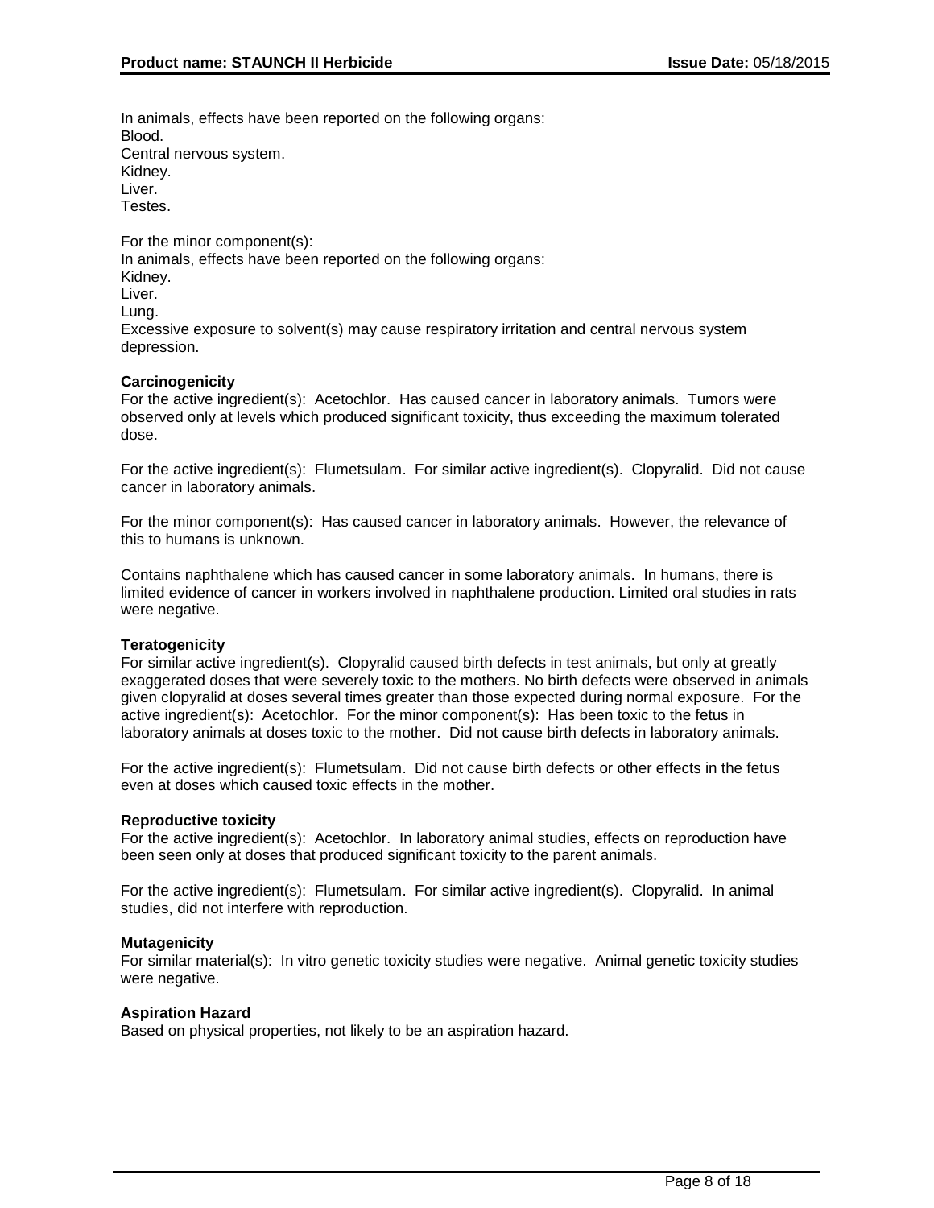In animals, effects have been reported on the following organs:
Blood.
Central nervous system.
Kidney.
Liver.
Testes.

For the minor component(s):
In animals, effects have been reported on the following organs:
Kidney.
Liver.
Lung.
Excessive exposure to solvent(s) may cause respiratory irritation and central nervous system depression.

**Carcinogenicity**
For the active ingredient(s): Acetochlor. Has caused cancer in laboratory animals. Tumors were observed only at levels which produced significant toxicity, thus exceeding the maximum tolerated dose.

For the active ingredient(s): Flumetsulam. For similar active ingredient(s). Clopyralid. Did not cause cancer in laboratory animals.

For the minor component(s): Has caused cancer in laboratory animals. However, the relevance of this to humans is unknown.

Contains naphthalene which has caused cancer in some laboratory animals. In humans, there is limited evidence of cancer in workers involved in naphthalene production. Limited oral studies in rats were negative.

**Teratogenicity**
For similar active ingredient(s). Clopyralid caused birth defects in test animals, but only at greatly exaggerated doses that were severely toxic to the mothers. No birth defects were observed in animals given clopyralid at doses several times greater than those expected during normal exposure. For the active ingredient(s): Acetochlor. For the minor component(s): Has been toxic to the fetus in laboratory animals at doses toxic to the mother. Did not cause birth defects in laboratory animals.

For the active ingredient(s): Flumetsulam. Did not cause birth defects or other effects in the fetus even at doses which caused toxic effects in the mother.

**Reproductive toxicity**
For the active ingredient(s): Acetochlor. In laboratory animal studies, effects on reproduction have been seen only at doses that produced significant toxicity to the parent animals.

For the active ingredient(s): Flumetsulam. For similar active ingredient(s). Clopyralid. In animal studies, did not interfere with reproduction.

**Mutagenicity**
For similar material(s): In vitro genetic toxicity studies were negative. Animal genetic toxicity studies were negative.

**Aspiration Hazard**
Based on physical properties, not likely to be an aspiration hazard.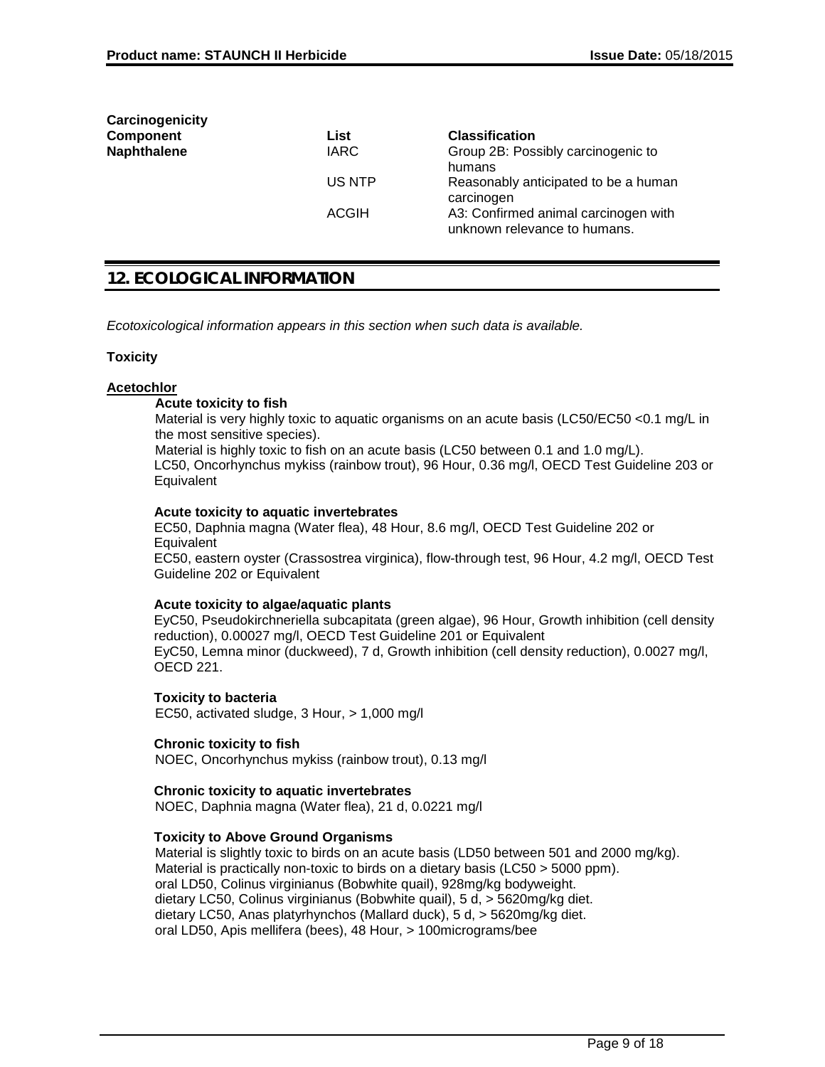**Carcinogenicity**

| Component | List | Classification |
|---|---|---|
| **Naphthalene** | IARC | Group 2B: Possibly carcinogenic to humans |
| | US NTP | Reasonably anticipated to be a human carcinogen |
| | ACGIH | A3: Confirmed animal carcinogen with unknown relevance to humans. |

## 12. ECOLOGICAL INFORMATION

*Ecotoxicological information appears in this section when such data is available.*

**Toxicity**

**Acetochlor**

**Acute toxicity to fish**

Material is very highly toxic to aquatic organisms on an acute basis (LC50/EC50 <0.1 mg/L in the most sensitive species).
Material is highly toxic to fish on an acute basis (LC50 between 0.1 and 1.0 mg/L).
LC50, Oncorhynchus mykiss (rainbow trout), 96 Hour, 0.36 mg/l, OECD Test Guideline 203 or Equivalent

**Acute toxicity to aquatic invertebrates**

EC50, Daphnia magna (Water flea), 48 Hour, 8.6 mg/l, OECD Test Guideline 202 or Equivalent
EC50, eastern oyster (Crassostrea virginica), flow-through test, 96 Hour, 4.2 mg/l, OECD Test Guideline 202 or Equivalent

**Acute toxicity to algae/aquatic plants**

EyC50, Pseudokirchneriella subcapitata (green algae), 96 Hour, Growth inhibition (cell density reduction), 0.00027 mg/l, OECD Test Guideline 201 or Equivalent
EyC50, Lemna minor (duckweed), 7 d, Growth inhibition (cell density reduction), 0.0027 mg/l, OECD 221.

**Toxicity to bacteria**

EC50, activated sludge, 3 Hour, > 1,000 mg/l

**Chronic toxicity to fish**

NOEC, Oncorhynchus mykiss (rainbow trout), 0.13 mg/l

**Chronic toxicity to aquatic invertebrates**

NOEC, Daphnia magna (Water flea), 21 d, 0.0221 mg/l

**Toxicity to Above Ground Organisms**

Material is slightly toxic to birds on an acute basis (LD50 between 501 and 2000 mg/kg).
Material is practically non-toxic to birds on a dietary basis (LC50 > 5000 ppm).
oral LD50, Colinus virginianus (Bobwhite quail), 928mg/kg bodyweight.
dietary LC50, Colinus virginianus (Bobwhite quail), 5 d, > 5620mg/kg diet.
dietary LC50, Anas platyrhynchos (Mallard duck), 5 d, > 5620mg/kg diet.
oral LD50, Apis mellifera (bees), 48 Hour, > 100micrograms/bee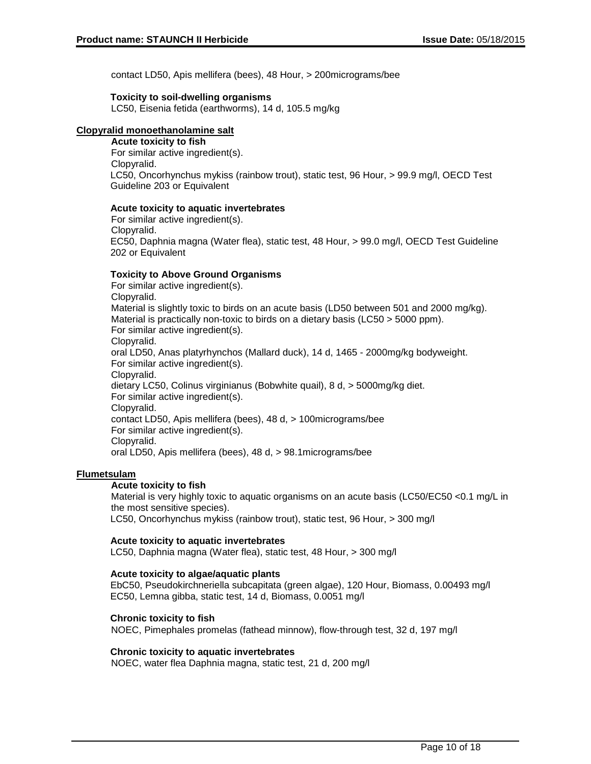contact LD50, Apis mellifera (bees), 48 Hour, > 200micrograms/bee

**Toxicity to soil-dwelling organisms**

LC50, Eisenia fetida (earthworms), 14 d, 105.5 mg/kg

## Clopyralid monoethanolamine salt

**Acute toxicity to fish**

For similar active ingredient(s).
Clopyralid.
LC50, Oncorhynchus mykiss (rainbow trout), static test, 96 Hour, > 99.9 mg/l, OECD Test Guideline 203 or Equivalent

**Acute toxicity to aquatic invertebrates**

For similar active ingredient(s).
Clopyralid.
EC50, Daphnia magna (Water flea), static test, 48 Hour, > 99.0 mg/l, OECD Test Guideline 202 or Equivalent

**Toxicity to Above Ground Organisms**

For similar active ingredient(s).
Clopyralid.
Material is slightly toxic to birds on an acute basis (LD50 between 501 and 2000 mg/kg).
Material is practically non-toxic to birds on a dietary basis (LC50 > 5000 ppm).
For similar active ingredient(s).
Clopyralid.
oral LD50, Anas platyrhynchos (Mallard duck), 14 d, 1465 - 2000mg/kg bodyweight.
For similar active ingredient(s).
Clopyralid.
dietary LC50, Colinus virginianus (Bobwhite quail), 8 d, > 5000mg/kg diet.
For similar active ingredient(s).
Clopyralid.
contact LD50, Apis mellifera (bees), 48 d, > 100micrograms/bee
For similar active ingredient(s).
Clopyralid.
oral LD50, Apis mellifera (bees), 48 d, > 98.1micrograms/bee

## Flumetsulam

**Acute toxicity to fish**

Material is very highly toxic to aquatic organisms on an acute basis (LC50/EC50 <0.1 mg/L in the most sensitive species).
LC50, Oncorhynchus mykiss (rainbow trout), static test, 96 Hour, > 300 mg/l

**Acute toxicity to aquatic invertebrates**

LC50, Daphnia magna (Water flea), static test, 48 Hour, > 300 mg/l

**Acute toxicity to algae/aquatic plants**

EbC50, Pseudokirchneriella subcapitata (green algae), 120 Hour, Biomass, 0.00493 mg/l
EC50, Lemna gibba, static test, 14 d, Biomass, 0.0051 mg/l

**Chronic toxicity to fish**

NOEC, Pimephales promelas (fathead minnow), flow-through test, 32 d, 197 mg/l

**Chronic toxicity to aquatic invertebrates**

NOEC, water flea Daphnia magna, static test, 21 d, 200 mg/l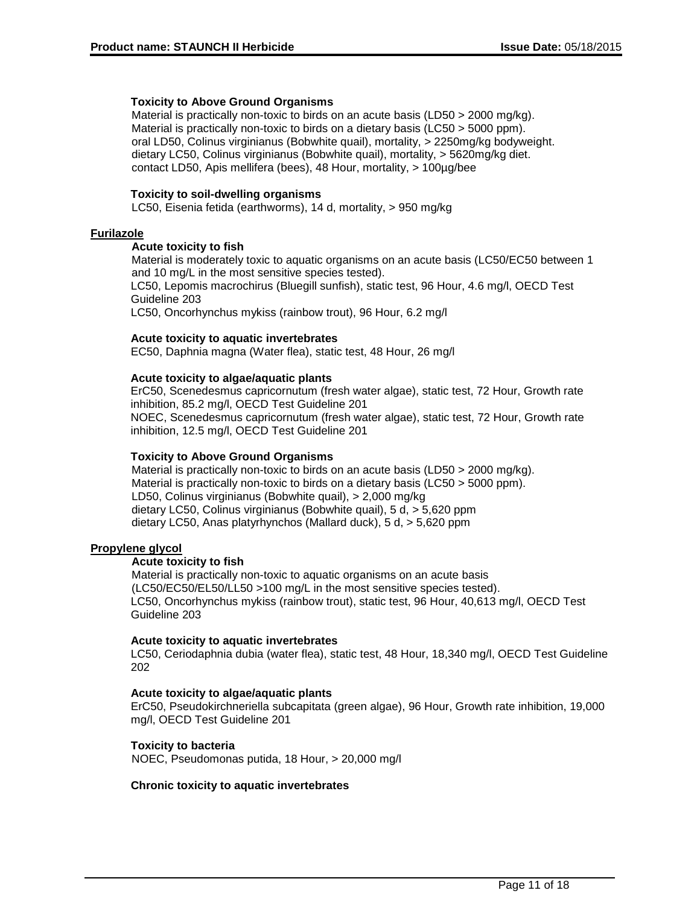**Toxicity to Above Ground Organisms**

Material is practically non-toxic to birds on an acute basis (LD50 > 2000 mg/kg).
Material is practically non-toxic to birds on a dietary basis (LC50 > 5000 ppm).
oral LD50, Colinus virginianus (Bobwhite quail), mortality, > 2250mg/kg bodyweight.
dietary LC50, Colinus virginianus (Bobwhite quail), mortality, > 5620mg/kg diet.
contact LD50, Apis mellifera (bees), 48 Hour, mortality, > 100µg/bee

**Toxicity to soil-dwelling organisms**

LC50, Eisenia fetida (earthworms), 14 d, mortality, > 950 mg/kg

## Furilazole

**Acute toxicity to fish**

Material is moderately toxic to aquatic organisms on an acute basis (LC50/EC50 between 1 and 10 mg/L in the most sensitive species tested).
LC50, Lepomis macrochirus (Bluegill sunfish), static test, 96 Hour, 4.6 mg/l, OECD Test Guideline 203
LC50, Oncorhynchus mykiss (rainbow trout), 96 Hour, 6.2 mg/l

**Acute toxicity to aquatic invertebrates**

EC50, Daphnia magna (Water flea), static test, 48 Hour, 26 mg/l

**Acute toxicity to algae/aquatic plants**

ErC50, Scenedesmus capricornutum (fresh water algae), static test, 72 Hour, Growth rate inhibition, 85.2 mg/l, OECD Test Guideline 201
NOEC, Scenedesmus capricornutum (fresh water algae), static test, 72 Hour, Growth rate inhibition, 12.5 mg/l, OECD Test Guideline 201

**Toxicity to Above Ground Organisms**

Material is practically non-toxic to birds on an acute basis (LD50 > 2000 mg/kg).
Material is practically non-toxic to birds on a dietary basis (LC50 > 5000 ppm).
LD50, Colinus virginianus (Bobwhite quail), > 2,000 mg/kg
dietary LC50, Colinus virginianus (Bobwhite quail), 5 d, > 5,620 ppm
dietary LC50, Anas platyrhynchos (Mallard duck), 5 d, > 5,620 ppm

## Propylene glycol

**Acute toxicity to fish**

Material is practically non-toxic to aquatic organisms on an acute basis (LC50/EC50/EL50/LL50 >100 mg/L in the most sensitive species tested).
LC50, Oncorhynchus mykiss (rainbow trout), static test, 96 Hour, 40,613 mg/l, OECD Test Guideline 203

**Acute toxicity to aquatic invertebrates**

LC50, Ceriodaphnia dubia (water flea), static test, 48 Hour, 18,340 mg/l, OECD Test Guideline 202

**Acute toxicity to algae/aquatic plants**

ErC50, Pseudokirchneriella subcapitata (green algae), 96 Hour, Growth rate inhibition, 19,000 mg/l, OECD Test Guideline 201

**Toxicity to bacteria**

NOEC, Pseudomonas putida, 18 Hour, > 20,000 mg/l

**Chronic toxicity to aquatic invertebrates**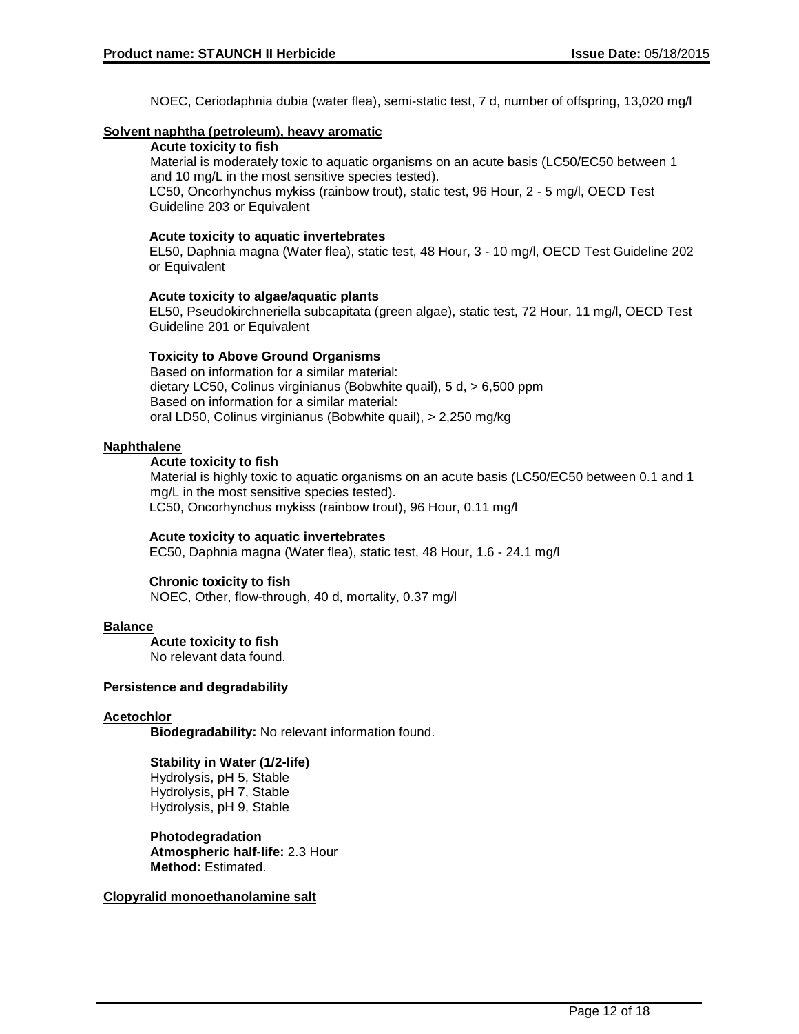NOEC, Ceriodaphnia dubia (water flea), semi-static test, 7 d, number of offspring, 13,020 mg/l

**Solvent naphtha (petroleum), heavy aromatic**

**Acute toxicity to fish**

Material is moderately toxic to aquatic organisms on an acute basis (LC50/EC50 between 1 and 10 mg/L in the most sensitive species tested).
LC50, Oncorhynchus mykiss (rainbow trout), static test, 96 Hour, 2 - 5 mg/l, OECD Test Guideline 203 or Equivalent

**Acute toxicity to aquatic invertebrates**

EL50, Daphnia magna (Water flea), static test, 48 Hour, 3 - 10 mg/l, OECD Test Guideline 202 or Equivalent

**Acute toxicity to algae/aquatic plants**

EL50, Pseudokirchneriella subcapitata (green algae), static test, 72 Hour, 11 mg/l, OECD Test Guideline 201 or Equivalent

**Toxicity to Above Ground Organisms**

Based on information for a similar material:
dietary LC50, Colinus virginianus (Bobwhite quail), 5 d, > 6,500 ppm
Based on information for a similar material:
oral LD50, Colinus virginianus (Bobwhite quail), > 2,250 mg/kg

**Naphthalene**

**Acute toxicity to fish**

Material is highly toxic to aquatic organisms on an acute basis (LC50/EC50 between 0.1 and 1 mg/L in the most sensitive species tested).
LC50, Oncorhynchus mykiss (rainbow trout), 96 Hour, 0.11 mg/l

**Acute toxicity to aquatic invertebrates**

EC50, Daphnia magna (Water flea), static test, 48 Hour, 1.6 - 24.1 mg/l

**Chronic toxicity to fish**

NOEC, Other, flow-through, 40 d, mortality, 0.37 mg/l

**Balance**

**Acute toxicity to fish**

No relevant data found.

**Persistence and degradability**

**Acetochlor**

**Biodegradability:** No relevant information found.

**Stability in Water (1/2-life)**

Hydrolysis, pH 5, Stable
Hydrolysis, pH 7, Stable
Hydrolysis, pH 9, Stable

**Photodegradation**

**Atmospheric half-life:** 2.3 Hour
**Method:** Estimated.

**Clopyralid monoethanolamine salt**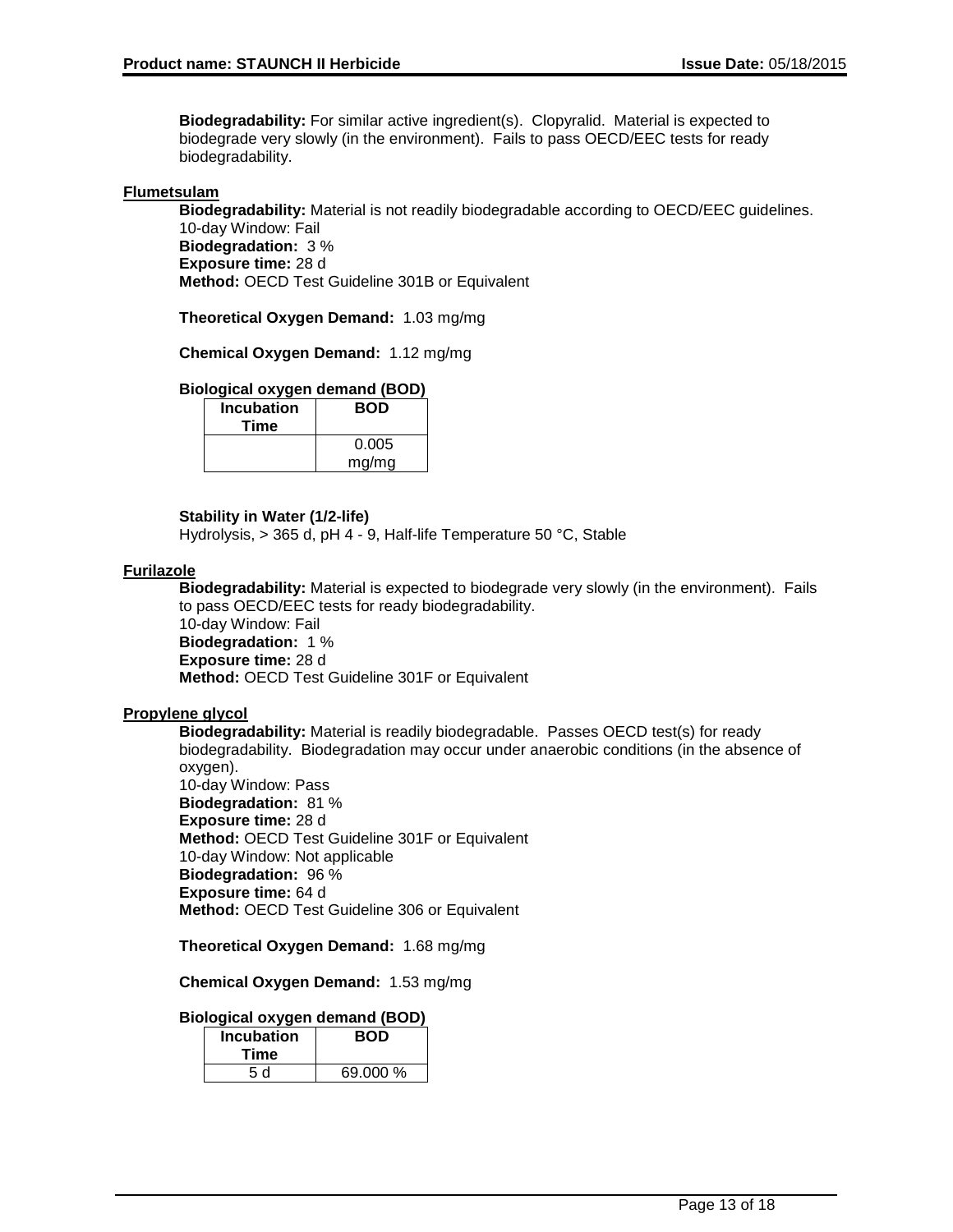**Biodegradability:** For similar active ingredient(s). Clopyralid. Material is expected to biodegrade very slowly (in the environment). Fails to pass OECD/EEC tests for ready biodegradability.

### Flumetsulam

**Biodegradability:** Material is not readily biodegradable according to OECD/EEC guidelines.
10-day Window: Fail
**Biodegradation:** 3 %
**Exposure time:** 28 d
**Method:** OECD Test Guideline 301B or Equivalent

**Theoretical Oxygen Demand:** 1.03 mg/mg

**Chemical Oxygen Demand:** 1.12 mg/mg

**Biological oxygen demand (BOD)**

| Incubation Time | BOD |
|---|---|
| | 0.005 mg/mg |

**Stability in Water (1/2-life)**
Hydrolysis, > 365 d, pH 4 - 9, Half-life Temperature 50 °C, Stable

### Furilazole

**Biodegradability:** Material is expected to biodegrade very slowly (in the environment). Fails to pass OECD/EEC tests for ready biodegradability.
10-day Window: Fail
**Biodegradation:** 1 %
**Exposure time:** 28 d
**Method:** OECD Test Guideline 301F or Equivalent

### Propylene glycol

**Biodegradability:** Material is readily biodegradable. Passes OECD test(s) for ready biodegradability. Biodegradation may occur under anaerobic conditions (in the absence of oxygen).
10-day Window: Pass
**Biodegradation:** 81 %
**Exposure time:** 28 d
**Method:** OECD Test Guideline 301F or Equivalent
10-day Window: Not applicable
**Biodegradation:** 96 %
**Exposure time:** 64 d
**Method:** OECD Test Guideline 306 or Equivalent

**Theoretical Oxygen Demand:** 1.68 mg/mg

**Chemical Oxygen Demand:** 1.53 mg/mg

**Biological oxygen demand (BOD)**

| Incubation Time | BOD |
|---|---|
| 5 d | 69.000 % |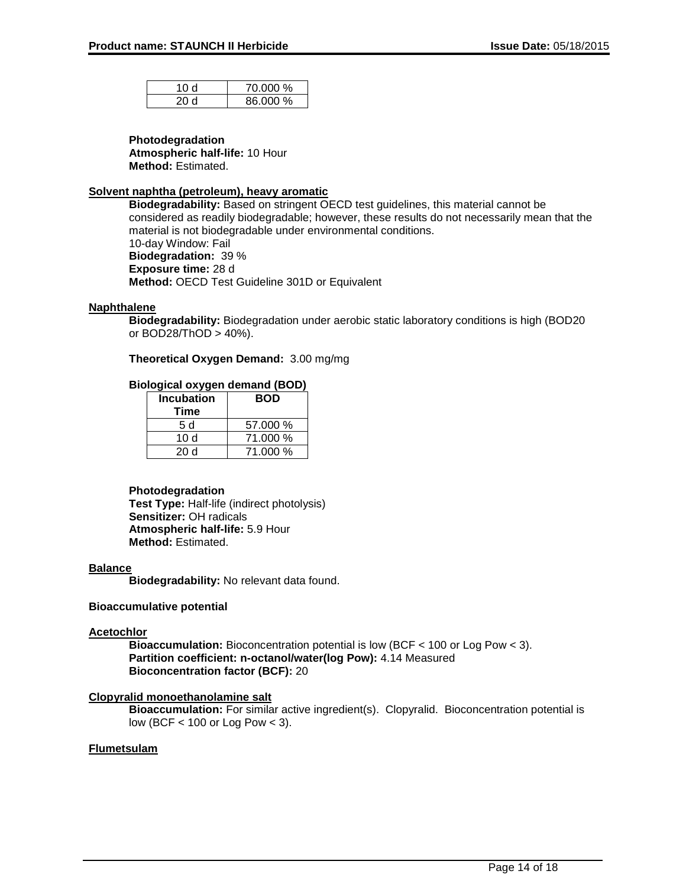| 10 d | 70.000 % |
|---|---|
| 20 d | 86.000 % |

**Photodegradation**
**Atmospheric half-life:** 10 Hour
**Method:** Estimated.

**Solvent naphtha (petroleum), heavy aromatic**

**Biodegradability:** Based on stringent OECD test guidelines, this material cannot be considered as readily biodegradable; however, these results do not necessarily mean that the material is not biodegradable under environmental conditions.
10-day Window: Fail
**Biodegradation:** 39 %
**Exposure time:** 28 d
**Method:** OECD Test Guideline 301D or Equivalent

**Naphthalene**

**Biodegradability:** Biodegradation under aerobic static laboratory conditions is high (BOD20 or BOD28/ThOD > 40%).

**Theoretical Oxygen Demand:** 3.00 mg/mg

**Biological oxygen demand (BOD)**

| Incubation Time | BOD |
|---|---|
| 5 d | 57.000 % |
| 10 d | 71.000 % |
| 20 d | 71.000 % |

**Photodegradation**
**Test Type:** Half-life (indirect photolysis)
**Sensitizer:** OH radicals
**Atmospheric half-life:** 5.9 Hour
**Method:** Estimated.

**Balance**

**Biodegradability:** No relevant data found.

**Bioaccumulative potential**

**Acetochlor**

**Bioaccumulation:** Bioconcentration potential is low (BCF < 100 or Log Pow < 3).
**Partition coefficient: n-octanol/water(log Pow):** 4.14 Measured
**Bioconcentration factor (BCF):** 20

**Clopyralid monoethanolamine salt**

**Bioaccumulation:** For similar active ingredient(s). Clopyralid. Bioconcentration potential is low (BCF < 100 or Log Pow < 3).

**Flumetsulam**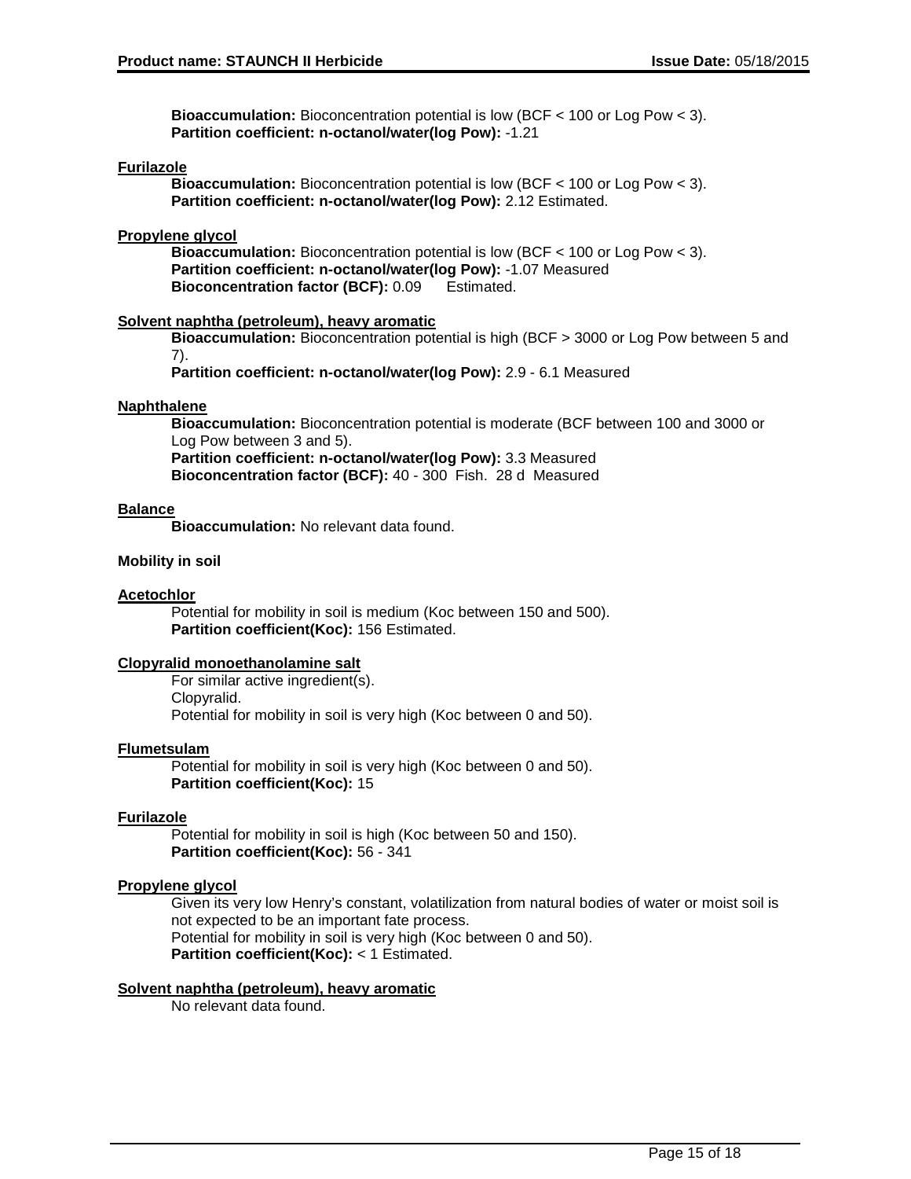**Bioaccumulation:** Bioconcentration potential is low (BCF < 100 or Log Pow < 3).
**Partition coefficient: n-octanol/water(log Pow):** -1.21

**Furilazole**

**Bioaccumulation:** Bioconcentration potential is low (BCF < 100 or Log Pow < 3).
**Partition coefficient: n-octanol/water(log Pow):** 2.12 Estimated.

**Propylene glycol**

**Bioaccumulation:** Bioconcentration potential is low (BCF < 100 or Log Pow < 3).
**Partition coefficient: n-octanol/water(log Pow):** -1.07 Measured
**Bioconcentration factor (BCF):** 0.09 Estimated.

**Solvent naphtha (petroleum), heavy aromatic**

**Bioaccumulation:** Bioconcentration potential is high (BCF > 3000 or Log Pow between 5 and 7).
**Partition coefficient: n-octanol/water(log Pow):** 2.9 - 6.1 Measured

**Naphthalene**

**Bioaccumulation:** Bioconcentration potential is moderate (BCF between 100 and 3000 or Log Pow between 3 and 5).
**Partition coefficient: n-octanol/water(log Pow):** 3.3 Measured
**Bioconcentration factor (BCF):** 40 - 300 Fish. 28 d Measured

**Balance**

**Bioaccumulation:** No relevant data found.

**Mobility in soil**

**Acetochlor**

Potential for mobility in soil is medium (Koc between 150 and 500).
**Partition coefficient(Koc):** 156 Estimated.

**Clopyralid monoethanolamine salt**

For similar active ingredient(s).
Clopyralid.
Potential for mobility in soil is very high (Koc between 0 and 50).

**Flumetsulam**

Potential for mobility in soil is very high (Koc between 0 and 50).
**Partition coefficient(Koc):** 15

**Furilazole**

Potential for mobility in soil is high (Koc between 50 and 150).
**Partition coefficient(Koc):** 56 - 341

**Propylene glycol**

Given its very low Henry's constant, volatilization from natural bodies of water or moist soil is not expected to be an important fate process.
Potential for mobility in soil is very high (Koc between 0 and 50).
**Partition coefficient(Koc):** < 1 Estimated.

**Solvent naphtha (petroleum), heavy aromatic**

No relevant data found.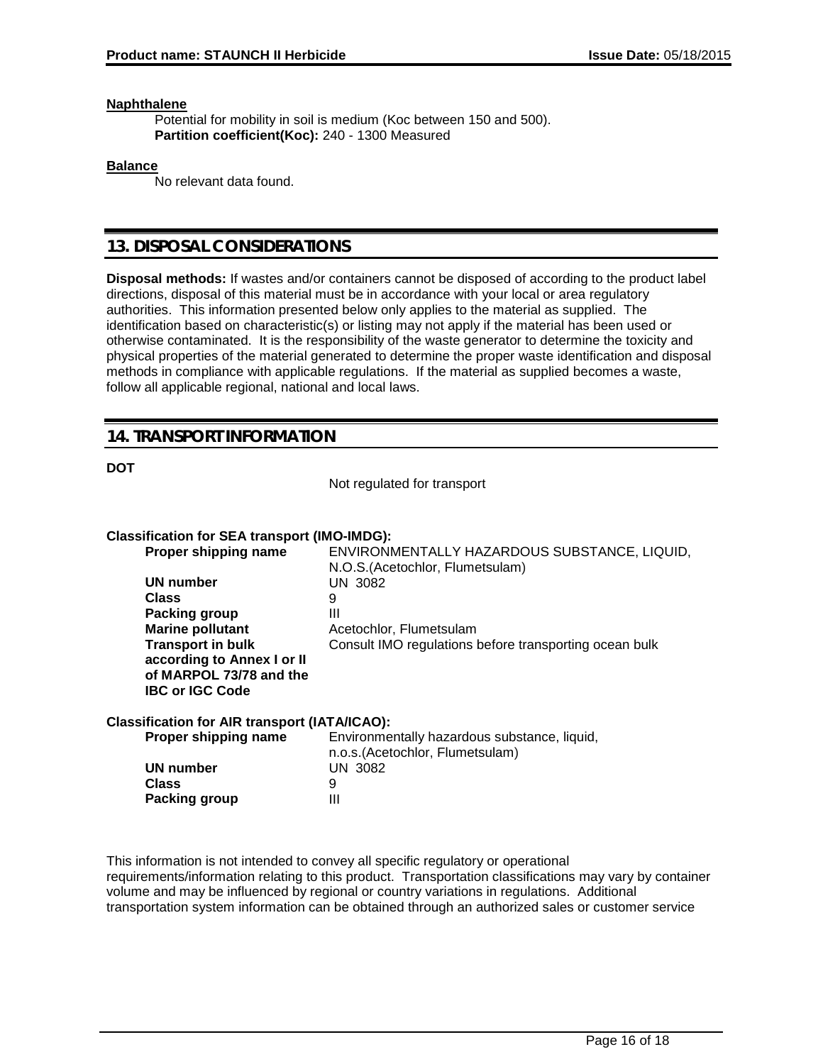**Naphthalene**

Potential for mobility in soil is medium (Koc between 150 and 500).
**Partition coefficient(Koc):** 240 - 1300 Measured

**Balance**

No relevant data found.

## 13. DISPOSAL CONSIDERATIONS

**Disposal methods:** If wastes and/or containers cannot be disposed of according to the product label directions, disposal of this material must be in accordance with your local or area regulatory authorities. This information presented below only applies to the material as supplied. The identification based on characteristic(s) or listing may not apply if the material has been used or otherwise contaminated. It is the responsibility of the waste generator to determine the toxicity and physical properties of the material generated to determine the proper waste identification and disposal methods in compliance with applicable regulations. If the material as supplied becomes a waste, follow all applicable regional, national and local laws.

## 14. TRANSPORT INFORMATION

**DOT**

Not regulated for transport

**Classification for SEA transport (IMO-IMDG):**

| | |
|---|---|
| **Proper shipping name** | ENVIRONMENTALLY HAZARDOUS SUBSTANCE, LIQUID, N.O.S.(Acetochlor, Flumetsulam) |
| **UN number** | UN 3082 |
| **Class** | 9 |
| **Packing group** | III |
| **Marine pollutant** | Acetochlor, Flumetsulam |
| **Transport in bulk according to Annex I or II of MARPOL 73/78 and the IBC or IGC Code** | Consult IMO regulations before transporting ocean bulk |

**Classification for AIR transport (IATA/ICAO):**

| | |
|---|---|
| **Proper shipping name** | Environmentally hazardous substance, liquid, n.o.s.(Acetochlor, Flumetsulam) |
| **UN number** | UN 3082 |
| **Class** | 9 |
| **Packing group** | III |

This information is not intended to convey all specific regulatory or operational requirements/information relating to this product. Transportation classifications may vary by container volume and may be influenced by regional or country variations in regulations. Additional transportation system information can be obtained through an authorized sales or customer service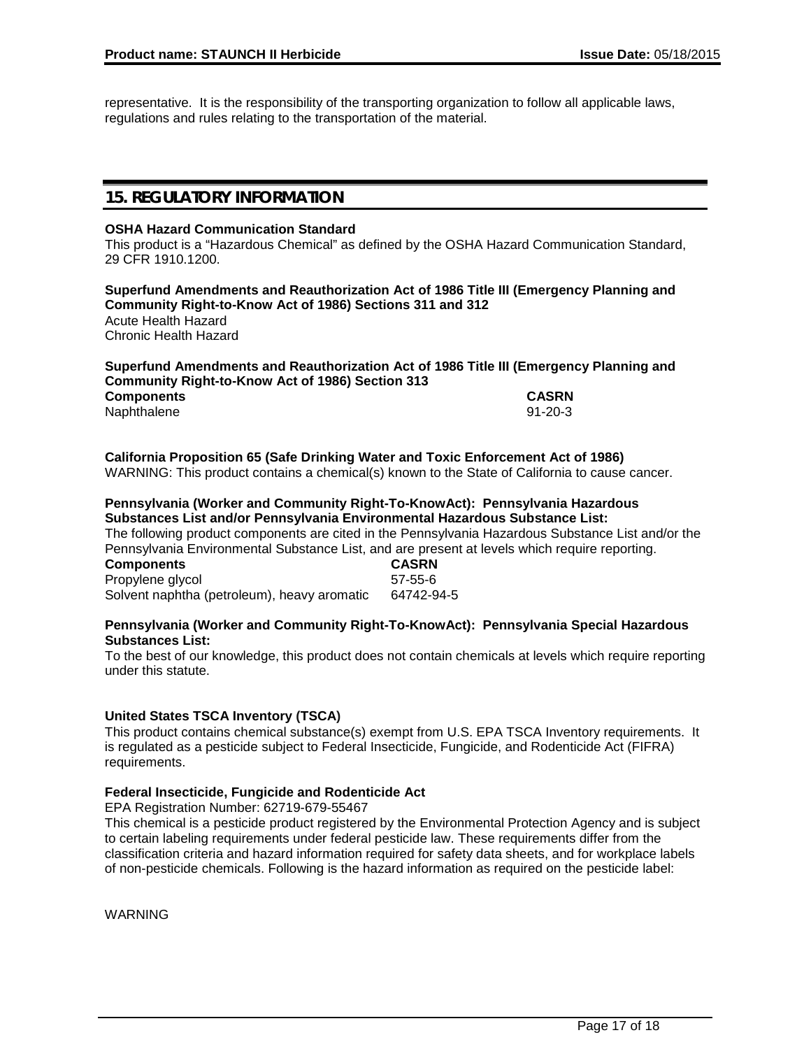representative. It is the responsibility of the transporting organization to follow all applicable laws, regulations and rules relating to the transportation of the material.

## 15. REGULATORY INFORMATION

**OSHA Hazard Communication Standard**

This product is a "Hazardous Chemical" as defined by the OSHA Hazard Communication Standard, 29 CFR 1910.1200.

**Superfund Amendments and Reauthorization Act of 1986 Title III (Emergency Planning and Community Right-to-Know Act of 1986) Sections 311 and 312**

Acute Health Hazard
Chronic Health Hazard

**Superfund Amendments and Reauthorization Act of 1986 Title III (Emergency Planning and Community Right-to-Know Act of 1986) Section 313**

| Components | CASRN |
|---|---|
| Naphthalene | 91-20-3 |

**California Proposition 65 (Safe Drinking Water and Toxic Enforcement Act of 1986)**

WARNING: This product contains a chemical(s) known to the State of California to cause cancer.

**Pennsylvania (Worker and Community Right-To-KnowAct): Pennsylvania Hazardous Substances List and/or Pennsylvania Environmental Hazardous Substance List:**

The following product components are cited in the Pennsylvania Hazardous Substance List and/or the Pennsylvania Environmental Substance List, and are present at levels which require reporting.

| Components | CASRN |
|---|---|
| Propylene glycol | 57-55-6 |
| Solvent naphtha (petroleum), heavy aromatic | 64742-94-5 |

**Pennsylvania (Worker and Community Right-To-KnowAct): Pennsylvania Special Hazardous Substances List:**

To the best of our knowledge, this product does not contain chemicals at levels which require reporting under this statute.

**United States TSCA Inventory (TSCA)**

This product contains chemical substance(s) exempt from U.S. EPA TSCA Inventory requirements. It is regulated as a pesticide subject to Federal Insecticide, Fungicide, and Rodenticide Act (FIFRA) requirements.

**Federal Insecticide, Fungicide and Rodenticide Act**

EPA Registration Number: 62719-679-55467

This chemical is a pesticide product registered by the Environmental Protection Agency and is subject to certain labeling requirements under federal pesticide law. These requirements differ from the classification criteria and hazard information required for safety data sheets, and for workplace labels of non-pesticide chemicals. Following is the hazard information as required on the pesticide label:

WARNING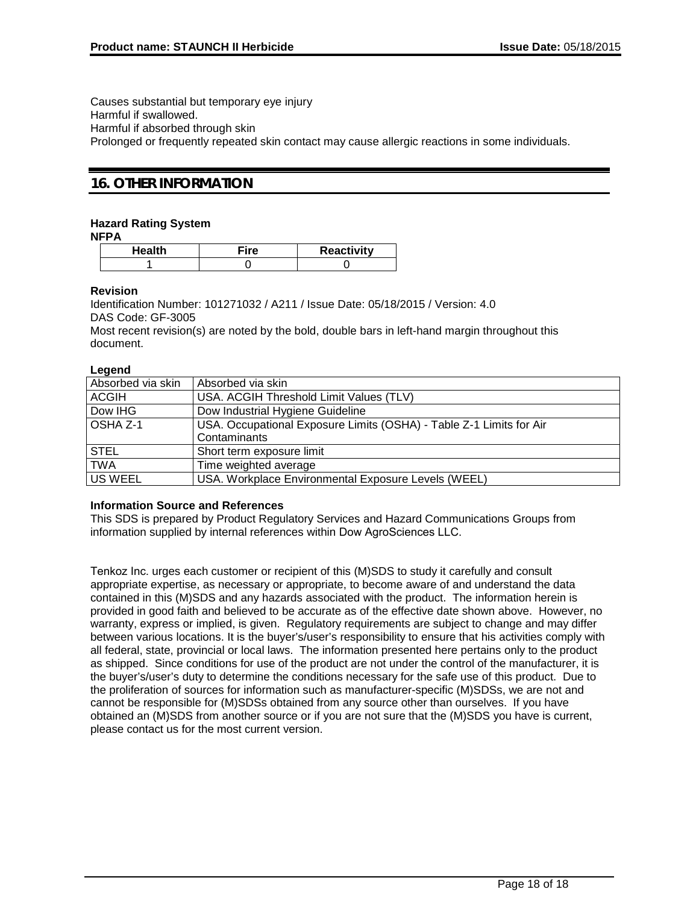Causes substantial but temporary eye injury
Harmful if swallowed.
Harmful if absorbed through skin
Prolonged or frequently repeated skin contact may cause allergic reactions in some individuals.

## 16. OTHER INFORMATION

**Hazard Rating System**
**NFPA**

| Health | Fire | Reactivity |
|---|---|---|
| 1 | 0 | 0 |

**Revision**
Identification Number: 101271032 / A211 / Issue Date: 05/18/2015 / Version: 4.0
DAS Code: GF-3005
Most recent revision(s) are noted by the bold, double bars in left-hand margin throughout this document.

**Legend**

| | |
|---|---|
| Absorbed via skin | Absorbed via skin |
| ACGIH | USA. ACGIH Threshold Limit Values (TLV) |
| Dow IHG | Dow Industrial Hygiene Guideline |
| OSHA Z-1 | USA. Occupational Exposure Limits (OSHA) - Table Z-1 Limits for Air Contaminants |
| STEL | Short term exposure limit |
| TWA | Time weighted average |
| US WEEL | USA. Workplace Environmental Exposure Levels (WEEL) |

**Information Source and References**
This SDS is prepared by Product Regulatory Services and Hazard Communications Groups from information supplied by internal references within Dow AgroSciences LLC.

Tenkoz Inc. urges each customer or recipient of this (M)SDS to study it carefully and consult appropriate expertise, as necessary or appropriate, to become aware of and understand the data contained in this (M)SDS and any hazards associated with the product. The information herein is provided in good faith and believed to be accurate as of the effective date shown above. However, no warranty, express or implied, is given. Regulatory requirements are subject to change and may differ between various locations. It is the buyer's/user's responsibility to ensure that his activities comply with all federal, state, provincial or local laws. The information presented here pertains only to the product as shipped. Since conditions for use of the product are not under the control of the manufacturer, it is the buyer's/user's duty to determine the conditions necessary for the safe use of this product. Due to the proliferation of sources for information such as manufacturer-specific (M)SDSs, we are not and cannot be responsible for (M)SDSs obtained from any source other than ourselves. If you have obtained an (M)SDS from another source or if you are not sure that the (M)SDS you have is current, please contact us for the most current version.